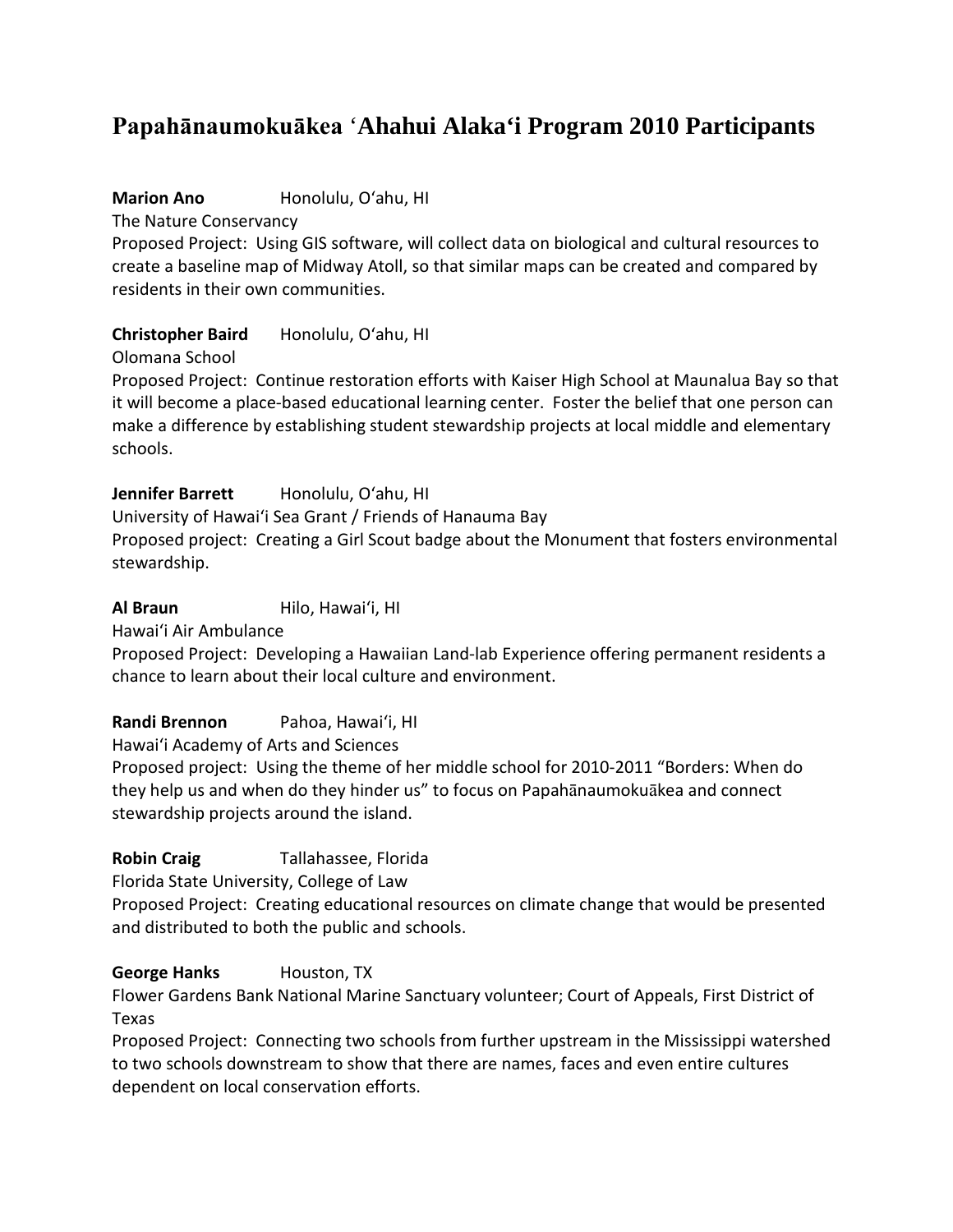# Papahānaumokuākea ʻAhahui Alakaʻi Program 2010 Participants

**Marion Ano** Honolulu, Oʻahu, HI
The Nature Conservancy
Proposed Project: Using GIS software, will collect data on biological and cultural resources to create a baseline map of Midway Atoll, so that similar maps can be created and compared by residents in their own communities.

**Christopher Baird** Honolulu, Oʻahu, HI
Olomana School
Proposed Project: Continue restoration efforts with Kaiser High School at Maunalua Bay so that it will become a place-based educational learning center. Foster the belief that one person can make a difference by establishing student stewardship projects at local middle and elementary schools.

**Jennifer Barrett** Honolulu, Oʻahu, HI
University of Hawaiʻi Sea Grant / Friends of Hanauma Bay
Proposed project: Creating a Girl Scout badge about the Monument that fosters environmental stewardship.

**Al Braun** Hilo, Hawaiʻi, HI
Hawaiʻi Air Ambulance
Proposed Project: Developing a Hawaiian Land-lab Experience offering permanent residents a chance to learn about their local culture and environment.

**Randi Brennon** Pahoa, Hawaiʻi, HI
Hawaiʻi Academy of Arts and Sciences
Proposed project: Using the theme of her middle school for 2010-2011 "Borders: When do they help us and when do they hinder us" to focus on Papahānaumokuākea and connect stewardship projects around the island.

**Robin Craig** Tallahassee, Florida
Florida State University, College of Law
Proposed Project: Creating educational resources on climate change that would be presented and distributed to both the public and schools.

**George Hanks** Houston, TX
Flower Gardens Bank National Marine Sanctuary volunteer; Court of Appeals, First District of Texas
Proposed Project: Connecting two schools from further upstream in the Mississippi watershed to two schools downstream to show that there are names, faces and even entire cultures dependent on local conservation efforts.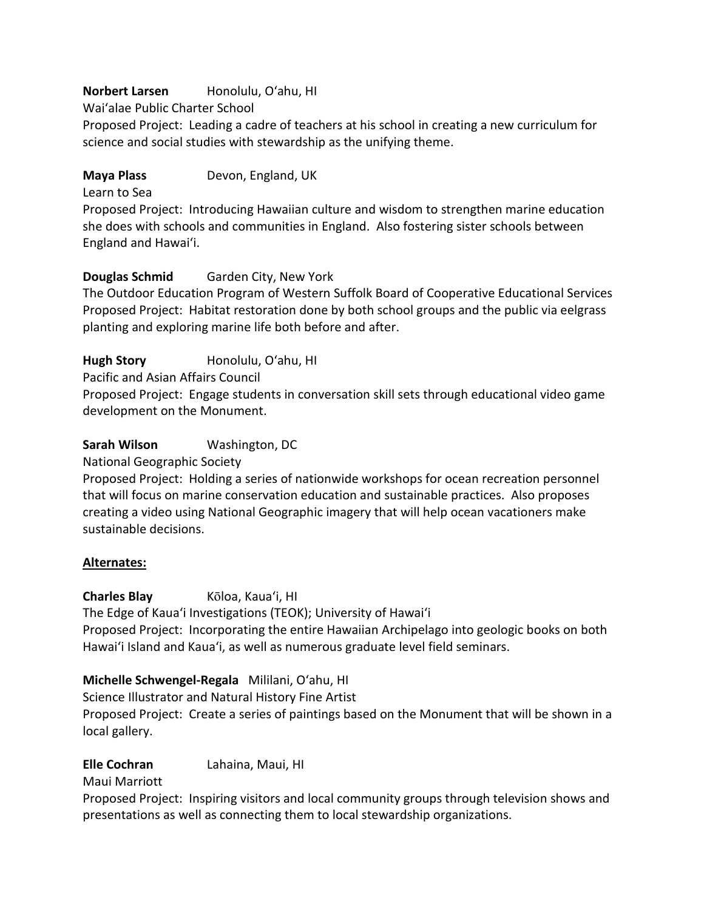**Norbert Larsen** Honolulu, Oʻahu, HI
Waiʻalae Public Charter School
Proposed Project: Leading a cadre of teachers at his school in creating a new curriculum for science and social studies with stewardship as the unifying theme.

**Maya Plass** Devon, England, UK
Learn to Sea
Proposed Project: Introducing Hawaiian culture and wisdom to strengthen marine education she does with schools and communities in England. Also fostering sister schools between England and Hawaiʻi.

**Douglas Schmid** Garden City, New York
The Outdoor Education Program of Western Suffolk Board of Cooperative Educational Services
Proposed Project: Habitat restoration done by both school groups and the public via eelgrass planting and exploring marine life both before and after.

**Hugh Story** Honolulu, Oʻahu, HI
Pacific and Asian Affairs Council
Proposed Project: Engage students in conversation skill sets through educational video game development on the Monument.

**Sarah Wilson** Washington, DC
National Geographic Society
Proposed Project: Holding a series of nationwide workshops for ocean recreation personnel that will focus on marine conservation education and sustainable practices. Also proposes creating a video using National Geographic imagery that will help ocean vacationers make sustainable decisions.

**<u>Alternates:</u>**

**Charles Blay** Kōloa, Kauaʻi, HI
The Edge of Kauaʻi Investigations (TEOK); University of Hawaiʻi
Proposed Project: Incorporating the entire Hawaiian Archipelago into geologic books on both Hawaiʻi Island and Kauaʻi, as well as numerous graduate level field seminars.

**Michelle Schwengel-Regala** Mililani, Oʻahu, HI
Science Illustrator and Natural History Fine Artist
Proposed Project: Create a series of paintings based on the Monument that will be shown in a local gallery.

**Elle Cochran** Lahaina, Maui, HI
Maui Marriott
Proposed Project: Inspiring visitors and local community groups through television shows and presentations as well as connecting them to local stewardship organizations.